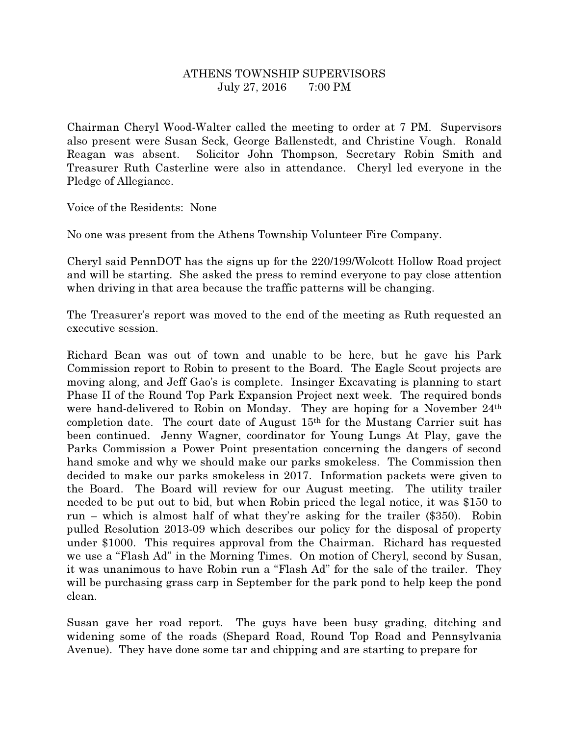ATHENS TOWNSHIP SUPERVISORS
July 27, 2016 7:00 PM

Chairman Cheryl Wood-Walter called the meeting to order at 7 PM. Supervisors also present were Susan Seck, George Ballenstedt, and Christine Vough. Ronald Reagan was absent. Solicitor John Thompson, Secretary Robin Smith and Treasurer Ruth Casterline were also in attendance. Cheryl led everyone in the Pledge of Allegiance.

Voice of the Residents: None

No one was present from the Athens Township Volunteer Fire Company.

Cheryl said PennDOT has the signs up for the 220/199/Wolcott Hollow Road project and will be starting. She asked the press to remind everyone to pay close attention when driving in that area because the traffic patterns will be changing.

The Treasurer's report was moved to the end of the meeting as Ruth requested an executive session.

Richard Bean was out of town and unable to be here, but he gave his Park Commission report to Robin to present to the Board. The Eagle Scout projects are moving along, and Jeff Gao's is complete. Insinger Excavating is planning to start Phase II of the Round Top Park Expansion Project next week. The required bonds were hand-delivered to Robin on Monday. They are hoping for a November 24th completion date. The court date of August 15th for the Mustang Carrier suit has been continued. Jenny Wagner, coordinator for Young Lungs At Play, gave the Parks Commission a Power Point presentation concerning the dangers of second hand smoke and why we should make our parks smokeless. The Commission then decided to make our parks smokeless in 2017. Information packets were given to the Board. The Board will review for our August meeting. The utility trailer needed to be put out to bid, but when Robin priced the legal notice, it was $150 to run – which is almost half of what they're asking for the trailer ($350). Robin pulled Resolution 2013-09 which describes our policy for the disposal of property under $1000. This requires approval from the Chairman. Richard has requested we use a "Flash Ad" in the Morning Times. On motion of Cheryl, second by Susan, it was unanimous to have Robin run a "Flash Ad" for the sale of the trailer. They will be purchasing grass carp in September for the park pond to help keep the pond clean.

Susan gave her road report. The guys have been busy grading, ditching and widening some of the roads (Shepard Road, Round Top Road and Pennsylvania Avenue). They have done some tar and chipping and are starting to prepare for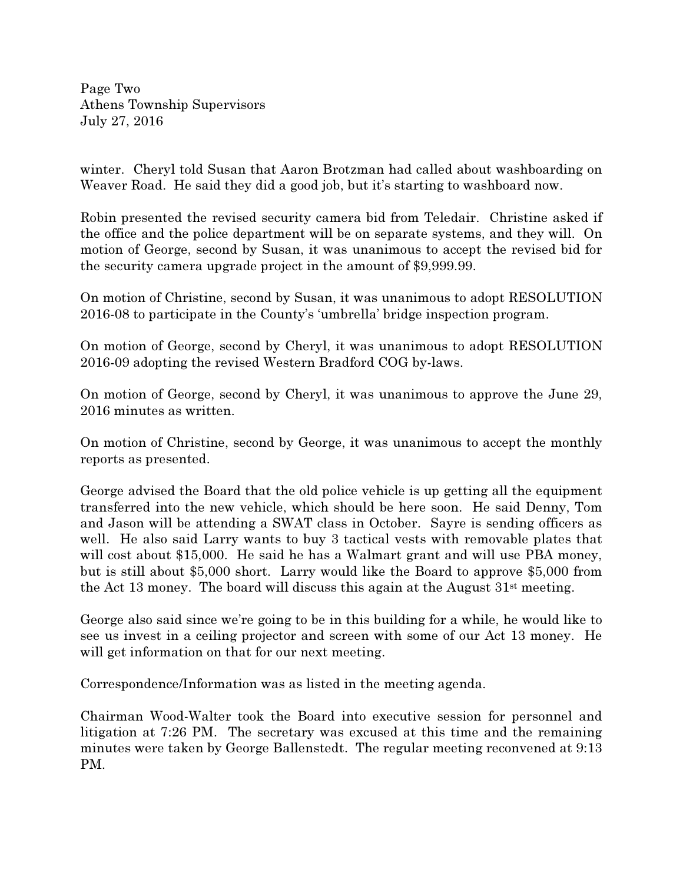winter. Cheryl told Susan that Aaron Brotzman had called about washboarding on Weaver Road. He said they did a good job, but it's starting to washboard now.

Robin presented the revised security camera bid from Teledair. Christine asked if the office and the police department will be on separate systems, and they will. On motion of George, second by Susan, it was unanimous to accept the revised bid for the security camera upgrade project in the amount of $9,999.99.

On motion of Christine, second by Susan, it was unanimous to adopt RESOLUTION 2016-08 to participate in the County's 'umbrella' bridge inspection program.

On motion of George, second by Cheryl, it was unanimous to adopt RESOLUTION 2016-09 adopting the revised Western Bradford COG by-laws.

On motion of George, second by Cheryl, it was unanimous to approve the June 29, 2016 minutes as written.

On motion of Christine, second by George, it was unanimous to accept the monthly reports as presented.

George advised the Board that the old police vehicle is up getting all the equipment transferred into the new vehicle, which should be here soon. He said Denny, Tom and Jason will be attending a SWAT class in October. Sayre is sending officers as well. He also said Larry wants to buy 3 tactical vests with removable plates that will cost about $15,000. He said he has a Walmart grant and will use PBA money, but is still about $5,000 short. Larry would like the Board to approve $5,000 from the Act 13 money. The board will discuss this again at the August 31st meeting.

George also said since we're going to be in this building for a while, he would like to see us invest in a ceiling projector and screen with some of our Act 13 money. He will get information on that for our next meeting.

Correspondence/Information was as listed in the meeting agenda.

Chairman Wood-Walter took the Board into executive session for personnel and litigation at 7:26 PM. The secretary was excused at this time and the remaining minutes were taken by George Ballenstedt. The regular meeting reconvened at 9:13 PM.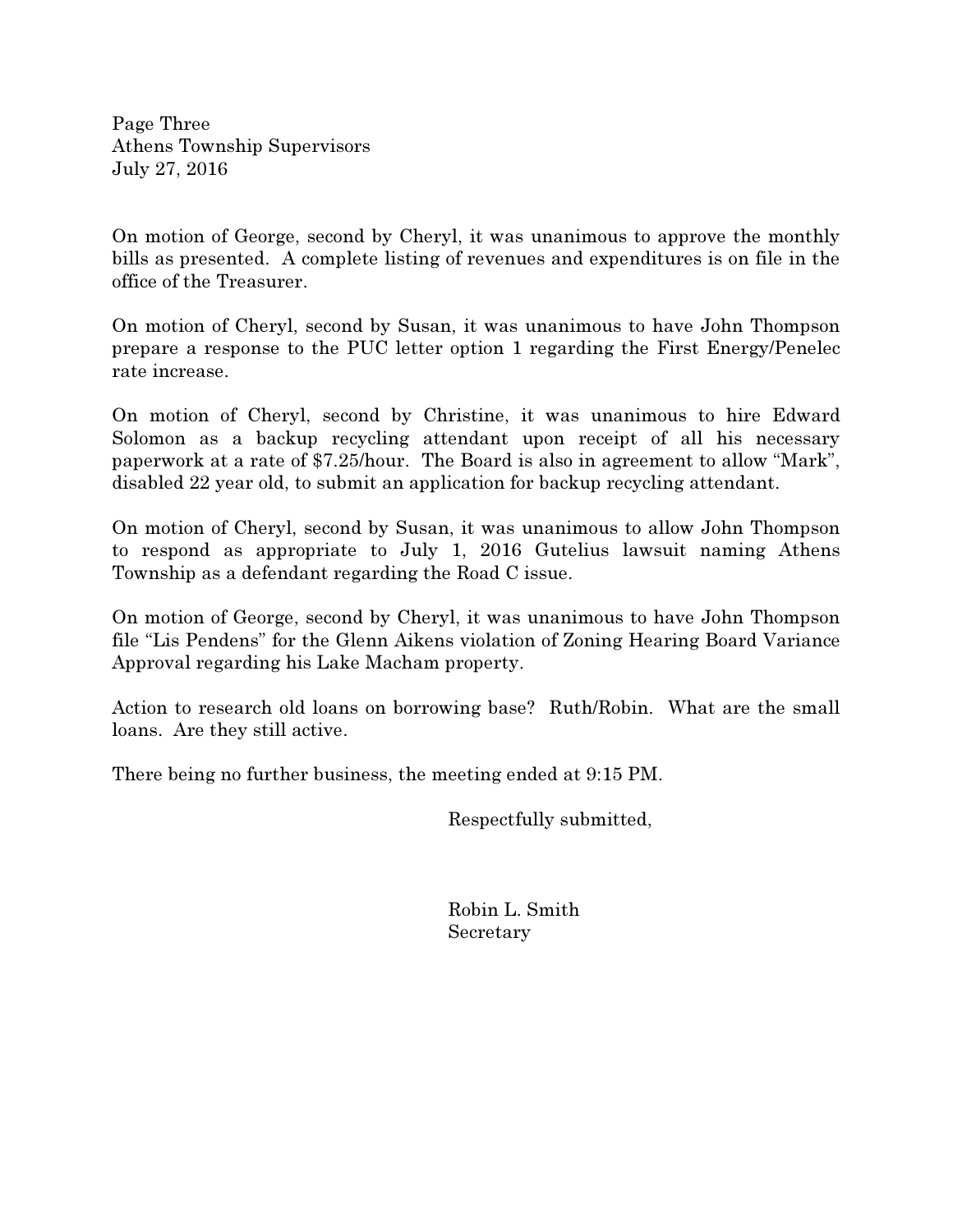On motion of George, second by Cheryl, it was unanimous to approve the monthly bills as presented. A complete listing of revenues and expenditures is on file in the office of the Treasurer.

On motion of Cheryl, second by Susan, it was unanimous to have John Thompson prepare a response to the PUC letter option 1 regarding the First Energy/Penelec rate increase.

On motion of Cheryl, second by Christine, it was unanimous to hire Edward Solomon as a backup recycling attendant upon receipt of all his necessary paperwork at a rate of $7.25/hour. The Board is also in agreement to allow "Mark", disabled 22 year old, to submit an application for backup recycling attendant.

On motion of Cheryl, second by Susan, it was unanimous to allow John Thompson to respond as appropriate to July 1, 2016 Gutelius lawsuit naming Athens Township as a defendant regarding the Road C issue.

On motion of George, second by Cheryl, it was unanimous to have John Thompson file "Lis Pendens" for the Glenn Aikens violation of Zoning Hearing Board Variance Approval regarding his Lake Macham property.

Action to research old loans on borrowing base? Ruth/Robin. What are the small loans. Are they still active.

There being no further business, the meeting ended at 9:15 PM.

Respectfully submitted,

Robin L. Smith
Secretary